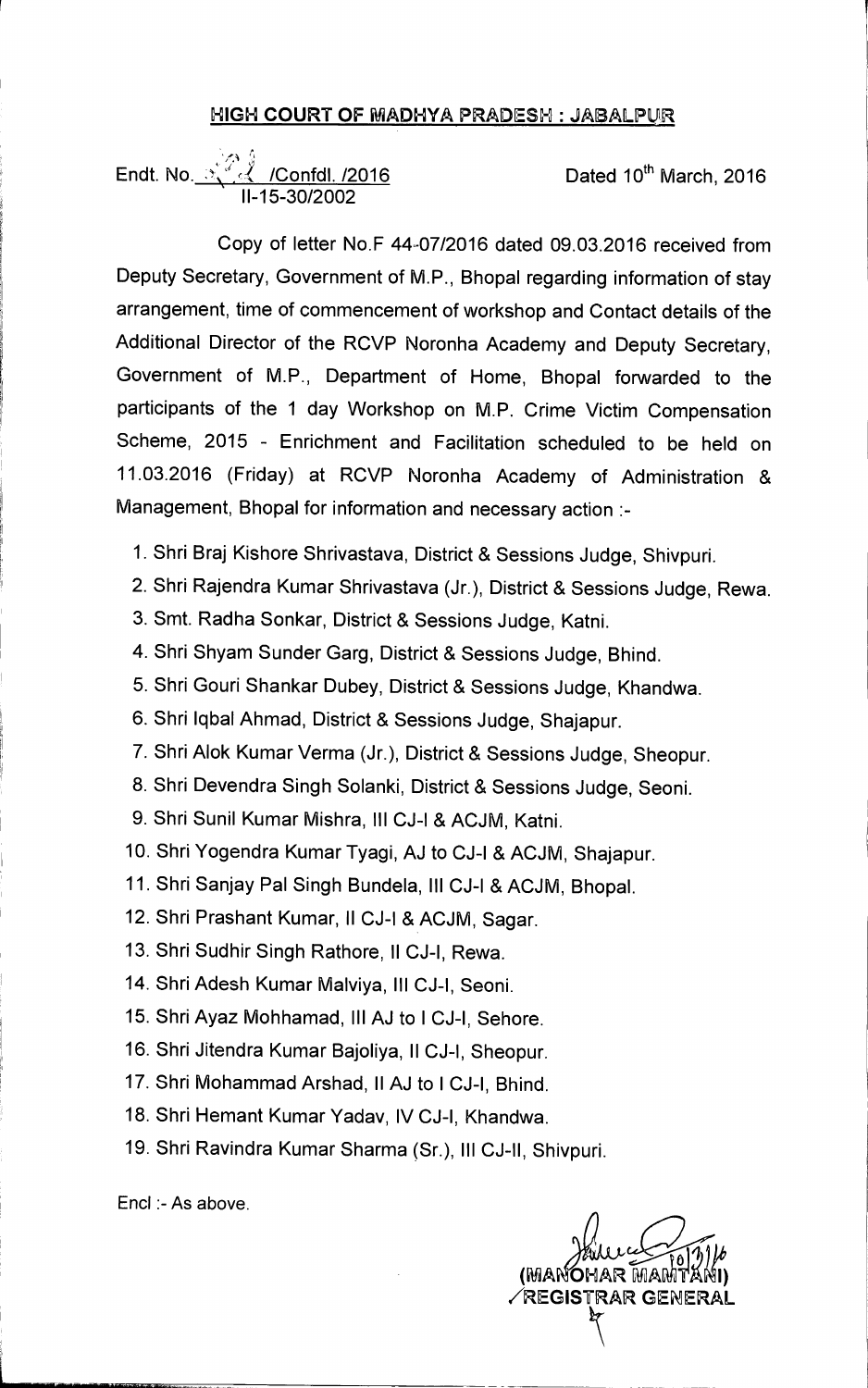## HIGH COURT OF MADHYA PRADESH : JABALPUR

Endt. No. 324 /Confdl. /2016 
II-15-30/2002

Dated 10th March, 2016

Copy of letter No.F 44-07/2016 dated 09.03.2016 received from Deputy Secretary, Government of M.P., Bhopal regarding information of stay arrangement, time of commencement of workshop and Contact details of the Additional Director of the RCVP Noronha Academy and Deputy Secretary, Government of M.P., Department of Home, Bhopal forwarded to the participants of the 1 day Workshop on M.P. Crime Victim Compensation Scheme, 2015 - Enrichment and Facilitation scheduled to be held on 11.03.2016 (Friday) at RCVP Noronha Academy of Administration & Management, Bhopal for information and necessary action :-

1. Shri Braj Kishore Shrivastava, District & Sessions Judge, Shivpuri.
2. Shri Rajendra Kumar Shrivastava (Jr.), District & Sessions Judge, Rewa.
3. Smt. Radha Sonkar, District & Sessions Judge, Katni.
4. Shri Shyam Sunder Garg, District & Sessions Judge, Bhind.
5. Shri Gouri Shankar Dubey, District & Sessions Judge, Khandwa.
6. Shri Iqbal Ahmad, District & Sessions Judge, Shajapur.
7. Shri Alok Kumar Verma (Jr.), District & Sessions Judge, Sheopur.
8. Shri Devendra Singh Solanki, District & Sessions Judge, Seoni.
9. Shri Sunil Kumar Mishra, III CJ-I & ACJM, Katni.
10. Shri Yogendra Kumar Tyagi, AJ to CJ-I & ACJM, Shajapur.
11. Shri Sanjay Pal Singh Bundela, III CJ-I & ACJM, Bhopal.
12. Shri Prashant Kumar, II CJ-I & ACJM, Sagar.
13. Shri Sudhir Singh Rathore, II CJ-I, Rewa.
14. Shri Adesh Kumar Malviya, III CJ-I, Seoni.
15. Shri Ayaz Mohhamad, III AJ to I CJ-I, Sehore.
16. Shri Jitendra Kumar Bajoliya, II CJ-I, Sheopur.
17. Shri Mohammad Arshad, II AJ to I CJ-I, Bhind.
18. Shri Hemant Kumar Yadav, IV CJ-I, Khandwa.
19. Shri Ravindra Kumar Sharma (Sr.), III CJ-II, Shivpuri.

Encl :- As above.

10/3/16
(MANOHAR MAMTANI)
REGISTRAR GENERAL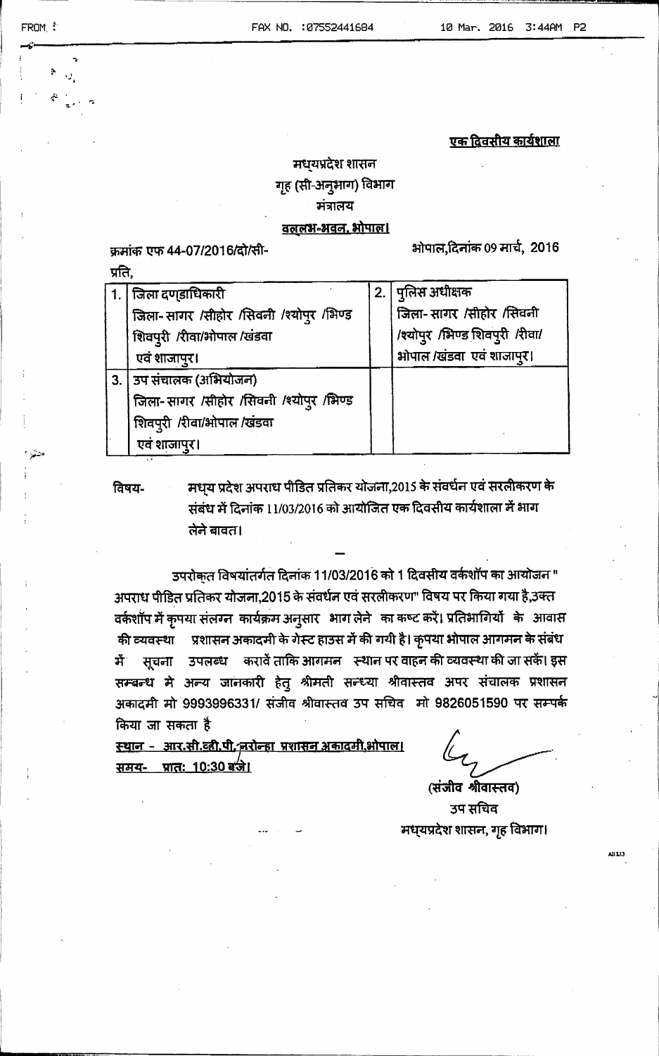एक दिवसीय कार्यशाला

मध्यप्रदेश शासन

गृह (सी-अनुभाग) विभाग

मंत्रालय

वल्लभ-भवन, भोपाल।

क्रमांक एफ 44-07/2016/दो/सी-

भोपाल,दिनांक 09 मार्च, 2016

प्रति,

| | | | |
|---|---|---|---|
| 1. | जिला दण्डाधिकारी<br>जिला- सागर /सीहोर /सिवनी /श्योपुर /भिण्ड शिवपुरी /रीवा/भोपाल /खंडवा एवं शाजापुर। | 2. | पुलिस अधीक्षक<br>जिला- सागर /सीहोर /सिवनी /श्योपुर /भिण्ड शिवपुरी /रीवा/ भोपाल /खंडवा एवं शाजापुर। |
| 3. | उप संचालक (अभियोजन)<br>जिला- सागर /सीहोर /सिवनी /श्योपुर /भिण्ड शिवपुरी /रीवा/भोपाल /खंडवा एवं शाजापुर। | | |

विषय- मध्य प्रदेश अपराध पीडित प्रतिकर योजना,2015 के संवर्धन एवं सरलीकरण के संबंध में दिनांक 11/03/2016 को आयोजित एक दिवसीय कार्यशाला में भाग लेने बावत।

—

उपरोक्त विषयांतर्गत दिनांक 11/03/2016 को 1 दिवसीय वर्कशॉप का आयोजन " अपराध पीडित प्रतिकर योजना,2015 के संवर्धन एवं सरलीकरण" विषय पर किया गया है,उक्त वर्कशॉप में कृपया संलग्न कार्यक्रम अनुसार भाग लेने का कष्ट करें। प्रतिभागियों के आवास की व्यवस्था प्रशासन अकादमी के गेस्ट हाउस में की गयी है। कृपया भोपाल आगमन के संबंध में सूचना उपलब्ध करावें ताकि आगमन स्थान पर वाहन की व्यवस्था की जा सकें। इस सम्बन्ध मे अन्य जानकारी हेतु श्रीमती सन्ध्या श्रीवास्तव अपर संचालक प्रशासन अकादमी मो 9993996331/ संजीव श्रीवास्तव उप सचिव मो 9826051590 पर सम्पर्क किया जा सकता है

स्थान - आर.सी.व्ही.पी. नरोन्हा प्रशासन अकादमी,भोपाल।

समय- प्रातः 10:30 बजे।

(संजीव श्रीवास्तव)

उप सचिव

मध्यप्रदेश शासन, गृह विभाग।